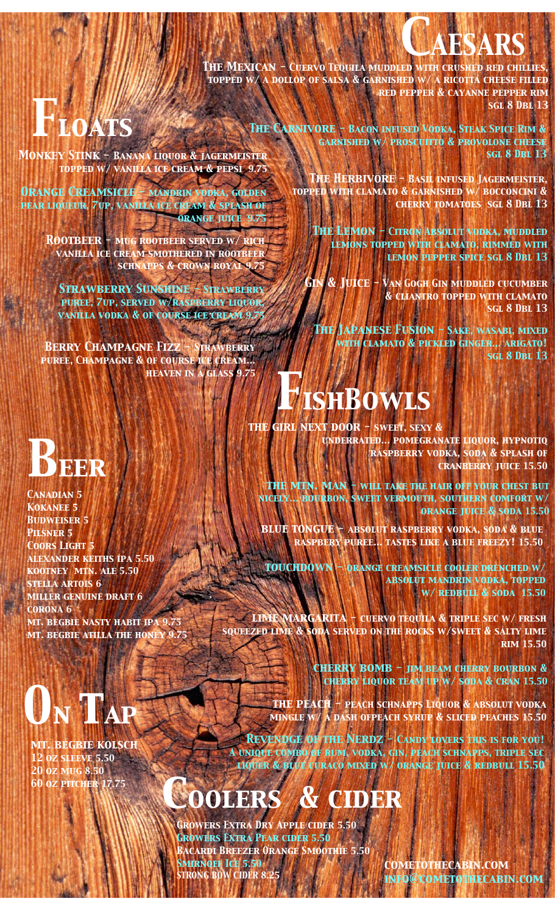# Caesars

**The Mexican** - Cuervo Tequila muddled with crushed red chillies, topped w/ a dollop of salsa & garnished w/ a ricotta cheese filled red pepper & cayanne pepper rim sgl 8 Dbl 13

**The Carnivore** - Bacon infused Vodka, Steak Spice Rim & garnished w/ proscuitto & provolone cheese sgl 8 Dbl 13

**The Herbivore** - Basil infused Jagermeister, topped with clamato & garnished w/ bocconcini & cherry tomatoes sgl 8 Dbl 13

**The Lemon** - Citron Absolut vodka, muddled lemons topped with clamato, rimmed with lemon pepper spice sgl 8 Dbl 13

**Gin & Juice** - Van Gogh Gin muddled cucumber & cliantro topped with clamato sgl 8 Dbl 13

**The Japanese Fusion** - Sake, wasabi, mixed with clamato & pickled ginger... arigato! sgl 8 Dbl 13

# Floats

**Monkey Stink** - Banana liquor & jagermeister topped w/ vanilla ice cream & pepsi 9.75

**Orange Creamsicle** - mandrin vodka, golden pear liqueur, 7up, vanilla ice cream & splash of orange juice 9.75

**Rootbeer** - mug rootbeer served w/ rich vanilla ice cream smothered in rootbeer schnapps & crown royal 9.75

**Strawberry Sunshine** - Strawberry puree, 7up, served w/raspberry liquor, vanilla vodka & of course ice cream 9.75

**Berry Champagne Fizz** - Strawberry puree, Champagne & of course ice cream... heaven in a glass 9.75

# FishBowls

**The Girl Next Door** - sweet, sexy & underrated... pomegranate liquor, hypnotiq raspberry vodka, soda & splash of cranberry juice 15.50

**The Mtn. Man** - will take the hair off your chest but nicely... bourbon, sweet vermouth, southern comfort w/ orange juice & soda 15.50

**Blue Tongue** - absolut raspberry vodka, soda & blue raspbery puree... tastes like a blue freezy! 15.50

**Touchdown** - orange creamsicle cooler drenched w/ absolut mandrin vodka, topped w/ redbull & soda 15.50

**Lime Margarita** - cuervo tequila & triple sec w/ fresh squeezed lime & soda served on the rocks w/sweet & salty lime rim 15.50

**Cherry Bomb** - jim beam cherry bourbon & cherry liquor team up w/ soda & cran 15.50

**The Peach** - peach schnapps Liquor & absolut vodka mingle w/ a dash ofpeach syrup & sliced peaches 15.50

**Revendge of the Nerdz** - Candy lovers this is for you! A unique combo of rum, vodka, gin, peach schnapps, triple sec liquer & blue curaco mixed w/ orange juice & redbull 15.50

# Beer

- Canadian 5
- Kokanee 5
- Budweiser 5
- Pilsner 5
- Coors Light 5
- alexander keiths ipa 5.50
- kootney mtn. ale 5.50
- stella artois 6
- miller genuine draft 6
- corona 6
- mt. begbie nasty habit ipa 9.75
- mt. begbie atilla the honey 9.75

# On Tap

**mt. begbie kolsch**
- 12 oz sleeve 5.50
- 20 oz mug 8.50
- 60 oz pitcher 17.75

# Coolers & cider

- Growers Extra Dry Apple cider 5.50
- Growers Extra Pear cider 5.50
- Bacardi Breezer Orange Smoothie 5.50
- Smirnoff Ice 5.50
- Strong Bow Cider 8.25

cometothecabin.com
info@cometothecabin.com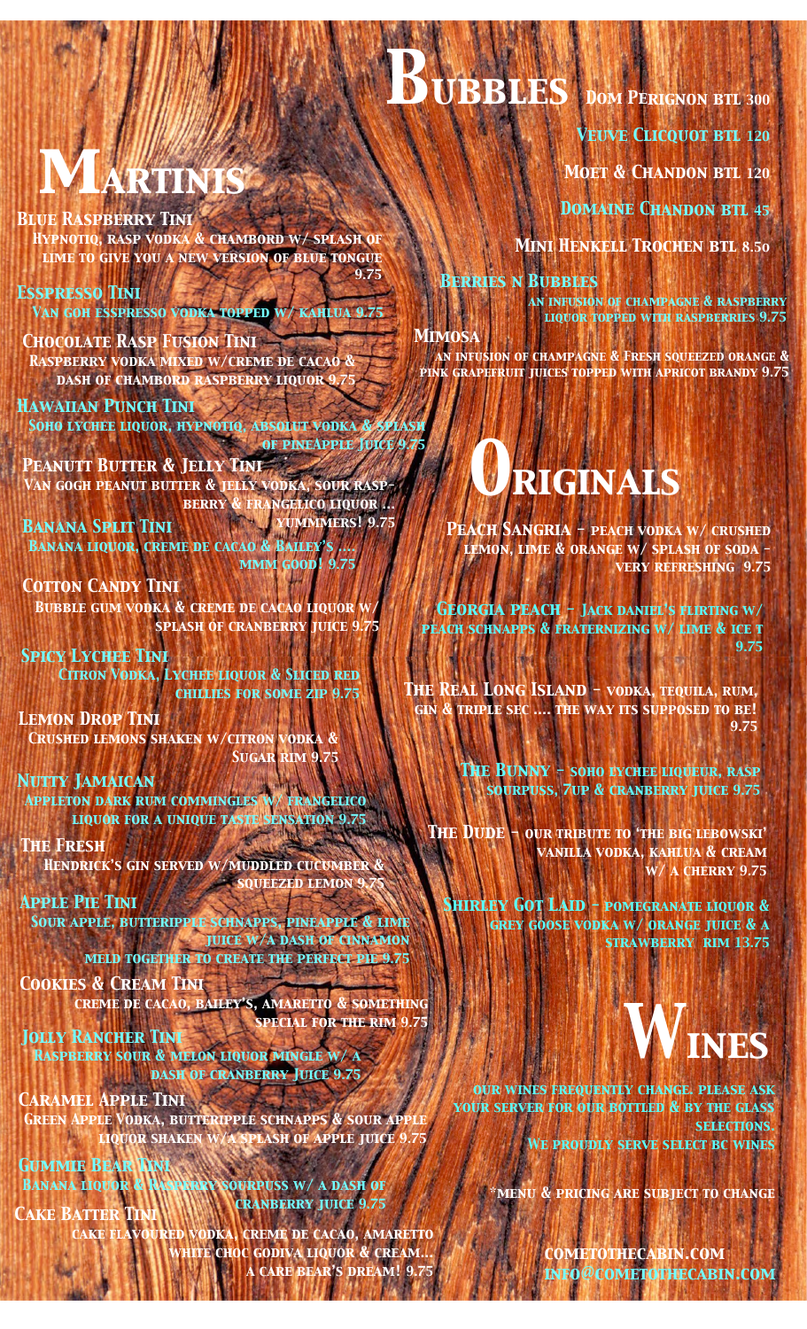# Martinis

**Blue Raspberry Tini**
Hypnotiq, rasp vodka & chambord w/ splash of lime to give you a new version of blue tongue 9.75

**Esspresso Tini**
Van goh esspresso vodka topped w/ kahlua 9.75

**Chocolate Rasp Fusion Tini**
Raspberry vodka mixed w/creme de cacao & dash of chambord raspberry liquor 9.75

**Hawaiian Punch Tini**
Soho lychee liquor, hypnotiq, absolut vodka & splash of pineApple Juice 9.75

**Peanutt Butter & Jelly Tini**
Van gogh peanut butter & jelly vodka, sour rasp-berry & frangelico liquor ... yummmers! 9.75

**Banana Split Tini**
Banana liquor, creme de cacao & Bailey's .... mmm good! 9.75

**Cotton Candy Tini**
Bubble gum vodka & creme de cacao liquor w/ splash of cranberry juice 9.75

**Spicy Lychee Tini**
Citron Vodka, Lychee liquor & Sliced red chillies for some zip 9.75

**Lemon Drop Tini**
Crushed lemons shaken w/citron vodka & Sugar rim 9.75

**Nutty Jamaican**
Appleton dark rum commingles w/ frangelico liquor for a unique taste sensation 9.75

**The Fresh**
Hendrick's gin served w/muddled cucumber & squeezed lemon 9.75

**Apple Pie Tini**
Sour apple, butteripple schnapps, pineapple & lime juice w/a dash of cinnamon meld together to create the perfect pie 9.75

**Cookies & Cream Tini**
creme de cacao, bailey's, amaretto & something special for the rim 9.75

**Jolly Rancher Tini**
Raspberry sour & melon liquor mingle w/ a dash of cranberry juice 9.75

**Caramel Apple Tini**
Green Apple Vodka, butteripple schnapps & sour apple liquor shaken w/a splash of apple juice 9.75

**Gummie Bear Tini**
Banana liquor & Rasperry sourpuss w/ a dash of cranberry juice 9.75

**Cake Batter Tini**
cake flavoured vodka, creme de cacao, amaretto white choc godiva liquor & cream... a care bear's dream! 9.75

# Bubbles

Dom Perignon btl 300

Veuve Clicquot btl 120

Moet & Chandon btl 120

Domaine Chandon btl 45

Mini Henkell Trochen btl 8.50

**Berries n Bubbles**
an infusion of champagne & raspberry liquor topped with raspberries 9.75

**Mimosa**
an infusion of champagne & Fresh squeezed orange & pink grapefruit juices topped with apricot brandy 9.75

# Originals

**Peach Sangria** - peach vodka w/ crushed lemon, lime & orange w/ splash of soda - very refreshing 9.75

**Georgia Peach** - Jack daniel's flirting w/ peach schnapps & fraternizing w/ lime & ice t 9.75

**The Real Long Island** - vodka, tequila, rum, gin & triple sec .... the way its supposed to be! 9.75

**The Bunny** - soho lychee liqueur, rasp sourpuss, 7up & cranberry juice 9.75

**The Dude** - our tribute to 'the big lebowski' vanilla vodka, kahlua & cream w/ a cherry 9.75

**Shirley Got Laid** - pomegranate liquor & grey goose vodka w/ orange juice & a strawberry rim 13.75

# Wines

our wines frequently change. please ask your server for our bottled & by the glass selections.
We proudly serve select bc wines

*menu & pricing are subject to change

cometothecabin.com
info@cometothecabin.com